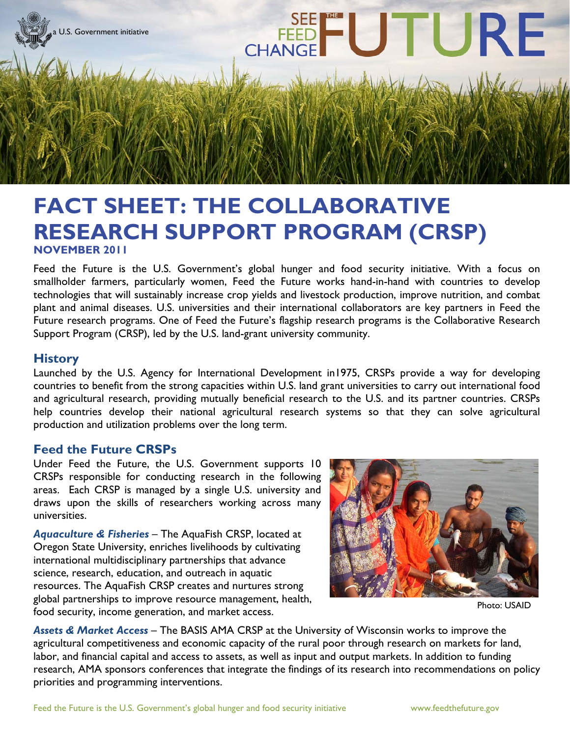a U.S. Government initiative

SEE THE FEED CHANGE FUTURE

# FACT SHEET: THE COLLABORATIVE RESEARCH SUPPORT PROGRAM (CRSP)

**NOVEMBER 2011**

Feed the Future is the U.S. Government's global hunger and food security initiative. With a focus on smallholder farmers, particularly women, Feed the Future works hand-in-hand with countries to develop technologies that will sustainably increase crop yields and livestock production, improve nutrition, and combat plant and animal diseases. U.S. universities and their international collaborators are key partners in Feed the Future research programs. One of Feed the Future's flagship research programs is the Collaborative Research Support Program (CRSP), led by the U.S. land-grant university community.

## History

Launched by the U.S. Agency for International Development in1975, CRSPs provide a way for developing countries to benefit from the strong capacities within U.S. land grant universities to carry out international food and agricultural research, providing mutually beneficial research to the U.S. and its partner countries. CRSPs help countries develop their national agricultural research systems so that they can solve agricultural production and utilization problems over the long term.

## Feed the Future CRSPs

Under Feed the Future, the U.S. Government supports 10 CRSPs responsible for conducting research in the following areas. Each CRSP is managed by a single U.S. university and draws upon the skills of researchers working across many universities.

***Aquaculture & Fisheries*** – The AquaFish CRSP, located at Oregon State University, enriches livelihoods by cultivating international multidisciplinary partnerships that advance science, research, education, and outreach in aquatic resources. The AquaFish CRSP creates and nurtures strong global partnerships to improve resource management, health, food security, income generation, and market access.

Photo: USAID

***Assets & Market Access*** – The BASIS AMA CRSP at the University of Wisconsin works to improve the agricultural competitiveness and economic capacity of the rural poor through research on markets for land, labor, and financial capital and access to assets, as well as input and output markets. In addition to funding research, AMA sponsors conferences that integrate the findings of its research into recommendations on policy priorities and programming interventions.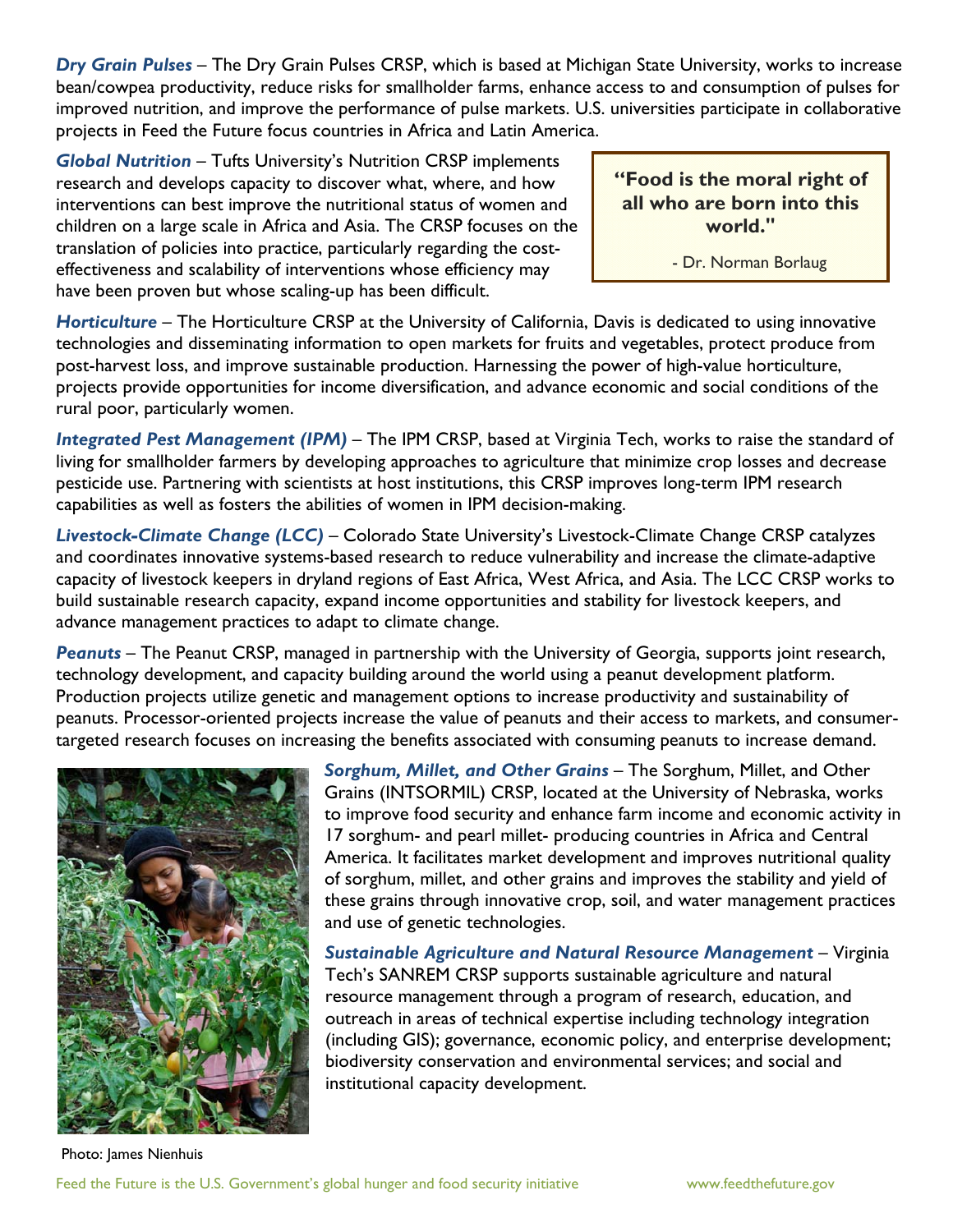***Dry Grain Pulses*** – The Dry Grain Pulses CRSP, which is based at Michigan State University, works to increase bean/cowpea productivity, reduce risks for smallholder farms, enhance access to and consumption of pulses for improved nutrition, and improve the performance of pulse markets. U.S. universities participate in collaborative projects in Feed the Future focus countries in Africa and Latin America.

***Global Nutrition*** – Tufts University's Nutrition CRSP implements research and develops capacity to discover what, where, and how interventions can best improve the nutritional status of women and children on a large scale in Africa and Asia. The CRSP focuses on the translation of policies into practice, particularly regarding the cost-effectiveness and scalability of interventions whose efficiency may have been proven but whose scaling-up has been difficult.

> **"Food is the moral right of all who are born into this world."**
>
> \- Dr. Norman Borlaug

***Horticulture*** – The Horticulture CRSP at the University of California, Davis is dedicated to using innovative technologies and disseminating information to open markets for fruits and vegetables, protect produce from post-harvest loss, and improve sustainable production. Harnessing the power of high-value horticulture, projects provide opportunities for income diversification, and advance economic and social conditions of the rural poor, particularly women.

***Integrated Pest Management (IPM)*** – The IPM CRSP, based at Virginia Tech, works to raise the standard of living for smallholder farmers by developing approaches to agriculture that minimize crop losses and decrease pesticide use. Partnering with scientists at host institutions, this CRSP improves long-term IPM research capabilities as well as fosters the abilities of women in IPM decision-making.

***Livestock-Climate Change (LCC)*** – Colorado State University's Livestock-Climate Change CRSP catalyzes and coordinates innovative systems-based research to reduce vulnerability and increase the climate-adaptive capacity of livestock keepers in dryland regions of East Africa, West Africa, and Asia. The LCC CRSP works to build sustainable research capacity, expand income opportunities and stability for livestock keepers, and advance management practices to adapt to climate change.

***Peanuts*** – The Peanut CRSP, managed in partnership with the University of Georgia, supports joint research, technology development, and capacity building around the world using a peanut development platform. Production projects utilize genetic and management options to increase productivity and sustainability of peanuts. Processor-oriented projects increase the value of peanuts and their access to markets, and consumer-targeted research focuses on increasing the benefits associated with consuming peanuts to increase demand.

***Sorghum, Millet, and Other Grains*** – The Sorghum, Millet, and Other Grains (INTSORMIL) CRSP, located at the University of Nebraska, works to improve food security and enhance farm income and economic activity in 17 sorghum- and pearl millet- producing countries in Africa and Central America. It facilitates market development and improves nutritional quality of sorghum, millet, and other grains and improves the stability and yield of these grains through innovative crop, soil, and water management practices and use of genetic technologies.

***Sustainable Agriculture and Natural Resource Management*** – Virginia Tech's SANREM CRSP supports sustainable agriculture and natural resource management through a program of research, education, and outreach in areas of technical expertise including technology integration (including GIS); governance, economic policy, and enterprise development; biodiversity conservation and environmental services; and social and institutional capacity development.

Photo: James Nienhuis

Feed the Future is the U.S. Government's global hunger and food security initiative www.feedthefuture.gov